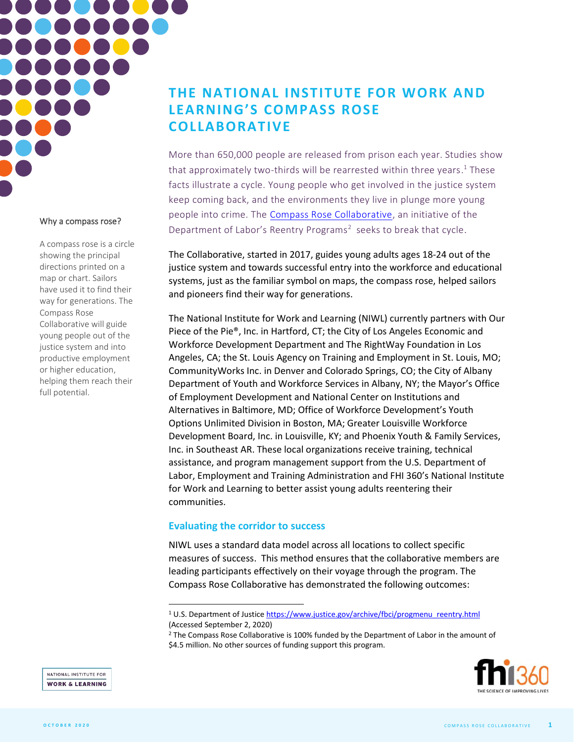# THE NATIONAL INSTITUTE FOR WORK AND LEARNING'S COMPASS ROSE COLLABORATIVE

More than 650,000 people are released from prison each year. Studies show that approximately two-thirds will be rearrested within three years.[1] These facts illustrate a cycle. Young people who get involved in the justice system keep coming back, and the environments they live in plunge more young people into crime. The Compass Rose Collaborative, an initiative of the Department of Labor's Reentry Programs[2] seeks to break that cycle.

The Collaborative, started in 2017, guides young adults ages 18-24 out of the justice system and towards successful entry into the workforce and educational systems, just as the familiar symbol on maps, the compass rose, helped sailors and pioneers find their way for generations.

The National Institute for Work and Learning (NIWL) currently partners with Our Piece of the Pie®, Inc. in Hartford, CT; the City of Los Angeles Economic and Workforce Development Department and The RightWay Foundation in Los Angeles, CA; the St. Louis Agency on Training and Employment in St. Louis, MO; CommunityWorks Inc. in Denver and Colorado Springs, CO; the City of Albany Department of Youth and Workforce Services in Albany, NY; the Mayor's Office of Employment Development and National Center on Institutions and Alternatives in Baltimore, MD; Office of Workforce Development's Youth Options Unlimited Division in Boston, MA; Greater Louisville Workforce Development Board, Inc. in Louisville, KY; and Phoenix Youth & Family Services, Inc. in Southeast AR. These local organizations receive training, technical assistance, and program management support from the U.S. Department of Labor, Employment and Training Administration and FHI 360's National Institute for Work and Learning to better assist young adults reentering their communities.

**Why a compass rose?**

A compass rose is a circle showing the principal directions printed on a map or chart. Sailors have used it to find their way for generations. The Compass Rose Collaborative will guide young people out of the justice system and into productive employment or higher education, helping them reach their full potential.

## Evaluating the corridor to success

NIWL uses a standard data model across all locations to collect specific measures of success. This method ensures that the collaborative members are leading participants effectively on their voyage through the program. The Compass Rose Collaborative has demonstrated the following outcomes:

---

[1] U.S. Department of Justice https://www.justice.gov/archive/fbci/progmenu_reentry.html (Accessed September 2, 2020)

[2] The Compass Rose Collaborative is 100% funded by the Department of Labor in the amount of $4.5 million. No other sources of funding support this program.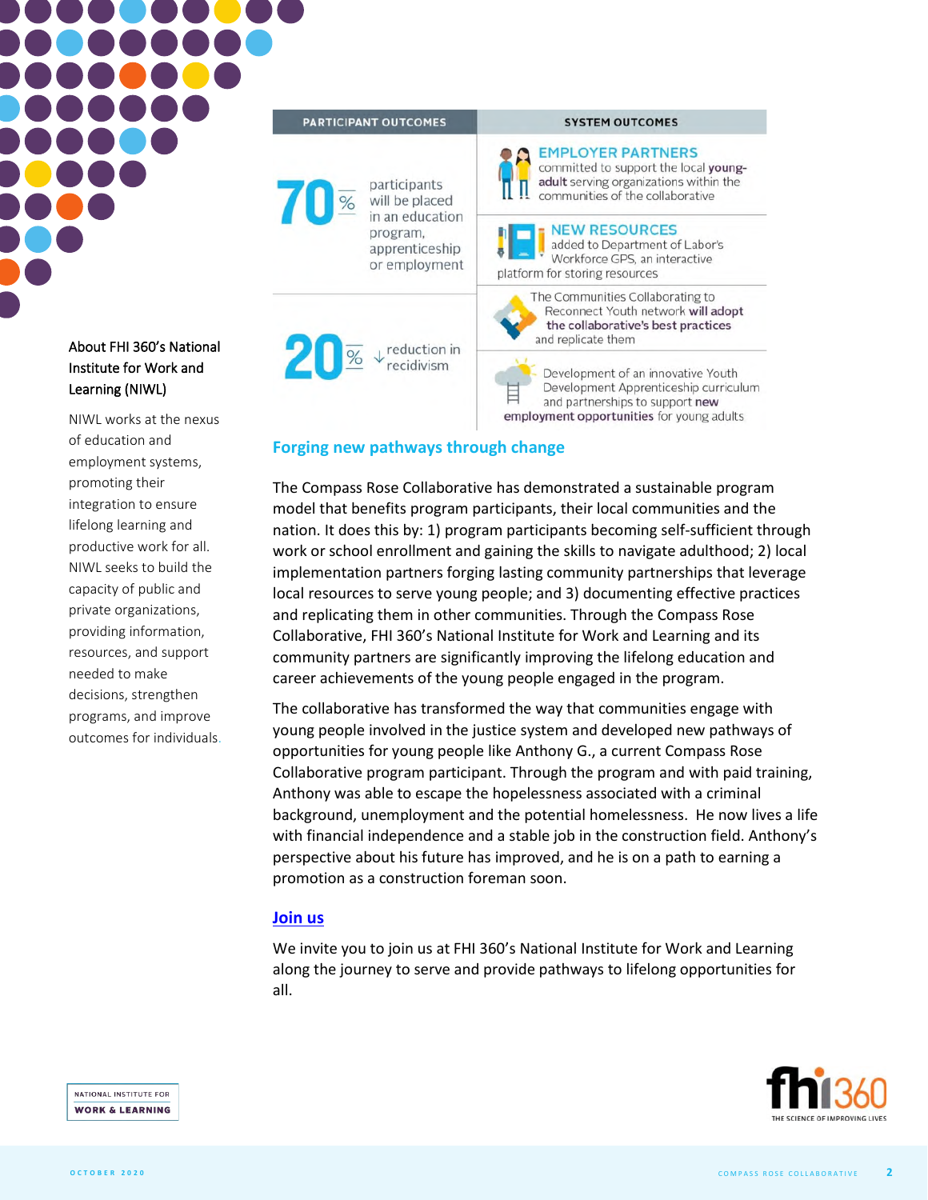| PARTICIPANT OUTCOMES | SYSTEM OUTCOMES |
|---|---|
| **70%** participants will be placed in an education program, apprenticeship or employment | **EMPLOYER PARTNERS** committed to support the local **young-adult** serving organizations within the communities of the collaborative |
| | **NEW RESOURCES** added to Department of Labor's Workforce GPS, an interactive platform for storing resources |
| **20%** ↓ reduction in recidivism | The Communities Collaborating to Reconnect Youth network **will adopt the collaborative's best practices** and replicate them |
| | Development of an innovative Youth Development Apprenticeship curriculum and partnerships to support **new employment opportunities** for young adults |

## Forging new pathways through change

The Compass Rose Collaborative has demonstrated a sustainable program model that benefits program participants, their local communities and the nation. It does this by: 1) program participants becoming self-sufficient through work or school enrollment and gaining the skills to navigate adulthood; 2) local implementation partners forging lasting community partnerships that leverage local resources to serve young people; and 3) documenting effective practices and replicating them in other communities. Through the Compass Rose Collaborative, FHI 360's National Institute for Work and Learning and its community partners are significantly improving the lifelong education and career achievements of the young people engaged in the program.

The collaborative has transformed the way that communities engage with young people involved in the justice system and developed new pathways of opportunities for young people like Anthony G., a current Compass Rose Collaborative program participant. Through the program and with paid training, Anthony was able to escape the hopelessness associated with a criminal background, unemployment and the potential homelessness. He now lives a life with financial independence and a stable job in the construction field. Anthony's perspective about his future has improved, and he is on a path to earning a promotion as a construction foreman soon.

## Join us

We invite you to join us at FHI 360's National Institute for Work and Learning along the journey to serve and provide pathways to lifelong opportunities for all.

### About FHI 360's National Institute for Work and Learning (NIWL)

NIWL works at the nexus of education and employment systems, promoting their integration to ensure lifelong learning and productive work for all. NIWL seeks to build the capacity of public and private organizations, providing information, resources, and support needed to make decisions, strengthen programs, and improve outcomes for individuals.

NATIONAL INSTITUTE FOR WORK & LEARNING

fhi360 THE SCIENCE OF IMPROVING LIVES

OCTOBER 2020